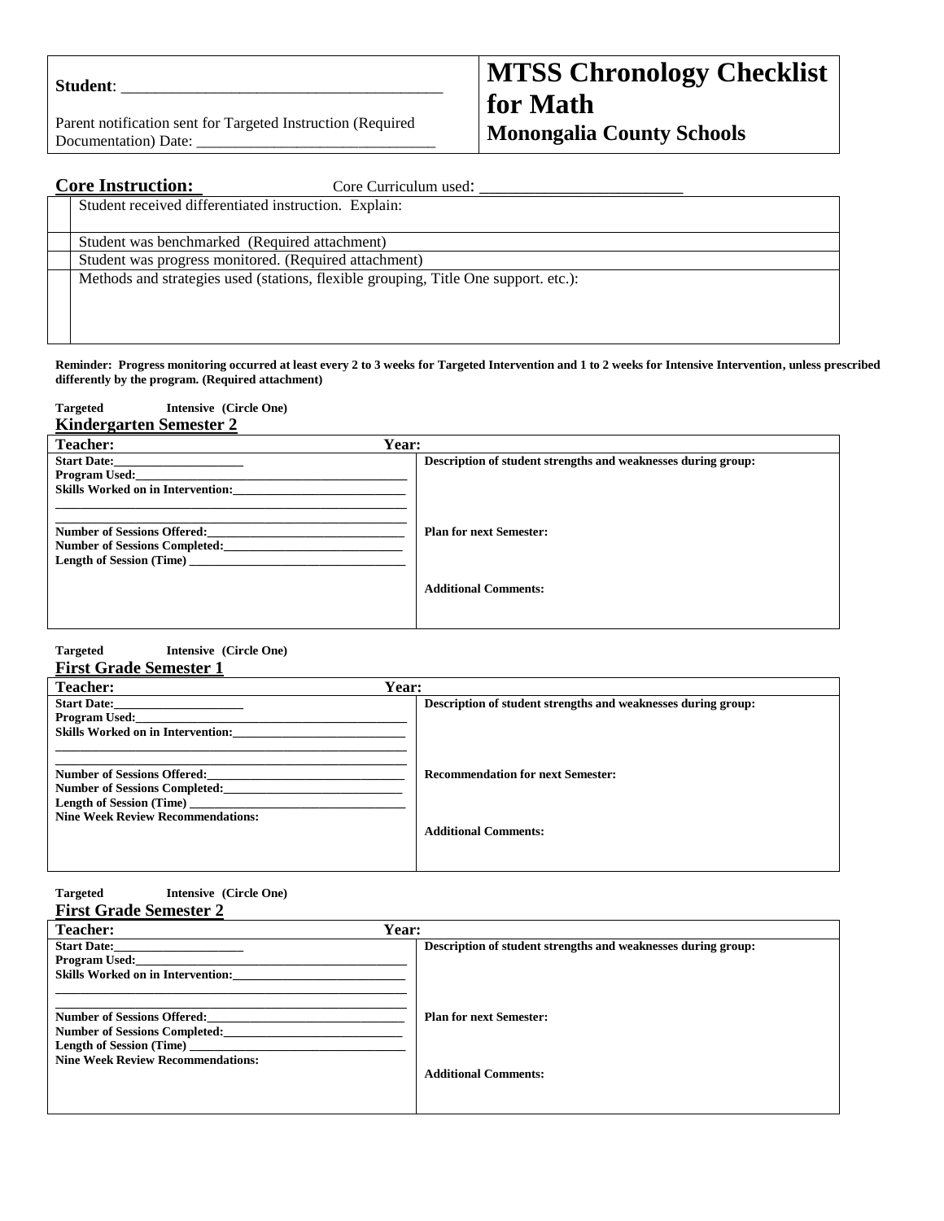| **Student**: _______________________________________ <br><br> Parent notification sent for Targeted Instruction (Required Documentation) Date: ______________________________ | **MTSS Chronology Checklist for Math** <br> **Monongalia County Schools** |
|---|---|

**Core Instruction:** Core Curriculum used: ________________________

| | |
|---|---|
| | Student received differentiated instruction. Explain: |
| | Student was benchmarked (Required attachment) |
| | Student was progress monitored. (Required attachment) |
| | Methods and strategies used (stations, flexible grouping, Title One support. etc.): |

**Reminder: Progress monitoring occurred at least every 2 to 3 weeks for Targeted Intervention and 1 to 2 weeks for Intensive Intervention, unless prescribed differently by the program. (Required attachment)**

**Targeted Intensive (Circle One)**

**Kindergarten Semester 2**

| **Teacher:** **Year:** | |
|---|---|
| **Start Date:**____________________ <br> **Program Used:**_____________________________________ <br> **Skills Worked on in Intervention:**__________________________ <br> _____________________________________________________ <br> _____________________________________________________ <br> **Number of Sessions Offered:**______________________________ <br> **Number of Sessions Completed:**____________________________ <br> **Length of Session (Time)** _________________________________ | **Description of student strengths and weaknesses during group:** <br><br> **Plan for next Semester:** <br><br> **Additional Comments:** |

**Targeted Intensive (Circle One)**

**First Grade Semester 1**

| **Teacher:** **Year:** | |
|---|---|
| **Start Date:**____________________ <br> **Program Used:**_____________________________________ <br> **Skills Worked on in Intervention:**__________________________ <br> _____________________________________________________ <br> _____________________________________________________ <br> **Number of Sessions Offered:**______________________________ <br> **Number of Sessions Completed:**____________________________ <br> **Length of Session (Time)** _________________________________ <br> **Nine Week Review Recommendations:** | **Description of student strengths and weaknesses during group:** <br><br> **Recommendation for next Semester:** <br><br> **Additional Comments:** |

**Targeted Intensive (Circle One)**

**First Grade Semester 2**

| **Teacher:** **Year:** | |
|---|---|
| **Start Date:**____________________ <br> **Program Used:**_____________________________________ <br> **Skills Worked on in Intervention:**__________________________ <br> _____________________________________________________ <br> _____________________________________________________ <br> **Number of Sessions Offered:**______________________________ <br> **Number of Sessions Completed:**____________________________ <br> **Length of Session (Time)** _________________________________ <br> **Nine Week Review Recommendations:** | **Description of student strengths and weaknesses during group:** <br><br> **Plan for next Semester:** <br><br> **Additional Comments:** |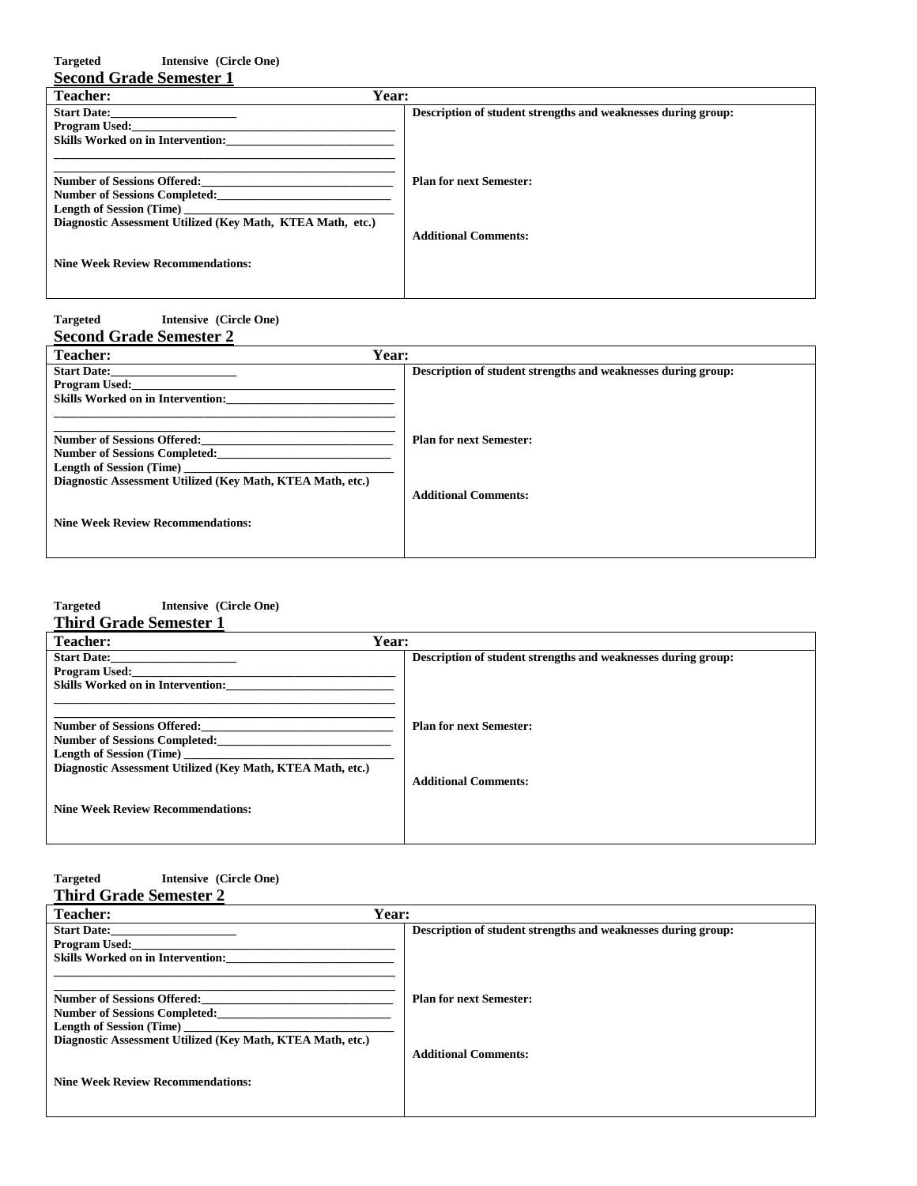**Targeted Intensive (Circle One)**

**Second Grade Semester 1**

| **Teacher:** Year: | |
|---|---|
| **Start Date:**\_\_\_\_\_\_\_\_\_\_\_\_\_\_\_\_\_\_\_\_<br>**Program Used:**\_\_\_\_\_\_\_\_\_\_\_\_\_\_\_\_\_\_\_\_\_\_\_\_\_\_\_\_\_\_\_\_\_\_\_\_\_\_<br>**Skills Worked on in Intervention:**\_\_\_\_\_\_\_\_\_\_\_\_\_\_\_\_\_\_\_\_\_\_\_\_\_\_<br>\_\_\_\_\_\_\_\_\_\_\_\_\_\_\_\_\_\_\_\_\_\_\_\_\_\_\_\_\_\_\_\_\_\_\_\_\_\_\_\_\_\_\_\_\_\_\_\_\_\_\_\_<br>\_\_\_\_\_\_\_\_\_\_\_\_\_\_\_\_\_\_\_\_\_\_\_\_\_\_\_\_\_\_\_\_\_\_\_\_\_\_\_\_\_\_\_\_\_\_\_\_\_\_\_\_<br>**Number of Sessions Offered:**\_\_\_\_\_\_\_\_\_\_\_\_\_\_\_\_\_\_\_\_\_\_\_\_\_\_\_\_\_<br>**Number of Sessions Completed:**\_\_\_\_\_\_\_\_\_\_\_\_\_\_\_\_\_\_\_\_\_\_\_\_\_\_\_<br>**Length of Session (Time)** \_\_\_\_\_\_\_\_\_\_\_\_\_\_\_\_\_\_\_\_\_\_\_\_\_\_\_\_\_\_\_<br>**Diagnostic Assessment Utilized (Key Math, KTEA Math, etc.)**<br><br>**Nine Week Review Recommendations:** | **Description of student strengths and weaknesses during group:**<br><br><br>**Plan for next Semester:**<br><br><br>**Additional Comments:** |

**Targeted Intensive (Circle One)**

**Second Grade Semester 2**

| **Teacher:** Year: | |
|---|---|
| **Start Date:**\_\_\_\_\_\_\_\_\_\_\_\_\_\_\_\_\_\_\_\_<br>**Program Used:**\_\_\_\_\_\_\_\_\_\_\_\_\_\_\_\_\_\_\_\_\_\_\_\_\_\_\_\_\_\_\_\_\_\_\_\_\_\_<br>**Skills Worked on in Intervention:**\_\_\_\_\_\_\_\_\_\_\_\_\_\_\_\_\_\_\_\_\_\_\_\_\_\_<br>\_\_\_\_\_\_\_\_\_\_\_\_\_\_\_\_\_\_\_\_\_\_\_\_\_\_\_\_\_\_\_\_\_\_\_\_\_\_\_\_\_\_\_\_\_\_\_\_\_\_\_\_<br>\_\_\_\_\_\_\_\_\_\_\_\_\_\_\_\_\_\_\_\_\_\_\_\_\_\_\_\_\_\_\_\_\_\_\_\_\_\_\_\_\_\_\_\_\_\_\_\_\_\_\_\_<br>**Number of Sessions Offered:**\_\_\_\_\_\_\_\_\_\_\_\_\_\_\_\_\_\_\_\_\_\_\_\_\_\_\_\_\_<br>**Number of Sessions Completed:**\_\_\_\_\_\_\_\_\_\_\_\_\_\_\_\_\_\_\_\_\_\_\_\_\_\_\_<br>**Length of Session (Time)** \_\_\_\_\_\_\_\_\_\_\_\_\_\_\_\_\_\_\_\_\_\_\_\_\_\_\_\_\_\_\_<br>**Diagnostic Assessment Utilized (Key Math, KTEA Math, etc.)**<br><br>**Nine Week Review Recommendations:** | **Description of student strengths and weaknesses during group:**<br><br><br>**Plan for next Semester:**<br><br><br>**Additional Comments:** |

**Targeted Intensive (Circle One)**

**Third Grade Semester 1**

| **Teacher:** Year: | |
|---|---|
| **Start Date:**\_\_\_\_\_\_\_\_\_\_\_\_\_\_\_\_\_\_\_\_<br>**Program Used:**\_\_\_\_\_\_\_\_\_\_\_\_\_\_\_\_\_\_\_\_\_\_\_\_\_\_\_\_\_\_\_\_\_\_\_\_\_\_<br>**Skills Worked on in Intervention:**\_\_\_\_\_\_\_\_\_\_\_\_\_\_\_\_\_\_\_\_\_\_\_\_\_\_<br>\_\_\_\_\_\_\_\_\_\_\_\_\_\_\_\_\_\_\_\_\_\_\_\_\_\_\_\_\_\_\_\_\_\_\_\_\_\_\_\_\_\_\_\_\_\_\_\_\_\_\_\_<br>\_\_\_\_\_\_\_\_\_\_\_\_\_\_\_\_\_\_\_\_\_\_\_\_\_\_\_\_\_\_\_\_\_\_\_\_\_\_\_\_\_\_\_\_\_\_\_\_\_\_\_\_<br>**Number of Sessions Offered:**\_\_\_\_\_\_\_\_\_\_\_\_\_\_\_\_\_\_\_\_\_\_\_\_\_\_\_\_\_<br>**Number of Sessions Completed:**\_\_\_\_\_\_\_\_\_\_\_\_\_\_\_\_\_\_\_\_\_\_\_\_\_\_\_<br>**Length of Session (Time)** \_\_\_\_\_\_\_\_\_\_\_\_\_\_\_\_\_\_\_\_\_\_\_\_\_\_\_\_\_\_\_<br>**Diagnostic Assessment Utilized (Key Math, KTEA Math, etc.)**<br><br>**Nine Week Review Recommendations:** | **Description of student strengths and weaknesses during group:**<br><br><br>**Plan for next Semester:**<br><br><br>**Additional Comments:** |

**Targeted Intensive (Circle One)**

**Third Grade Semester 2**

| **Teacher:** Year: | |
|---|---|
| **Start Date:**\_\_\_\_\_\_\_\_\_\_\_\_\_\_\_\_\_\_\_\_<br>**Program Used:**\_\_\_\_\_\_\_\_\_\_\_\_\_\_\_\_\_\_\_\_\_\_\_\_\_\_\_\_\_\_\_\_\_\_\_\_\_\_<br>**Skills Worked on in Intervention:**\_\_\_\_\_\_\_\_\_\_\_\_\_\_\_\_\_\_\_\_\_\_\_\_\_\_<br>\_\_\_\_\_\_\_\_\_\_\_\_\_\_\_\_\_\_\_\_\_\_\_\_\_\_\_\_\_\_\_\_\_\_\_\_\_\_\_\_\_\_\_\_\_\_\_\_\_\_\_\_<br>\_\_\_\_\_\_\_\_\_\_\_\_\_\_\_\_\_\_\_\_\_\_\_\_\_\_\_\_\_\_\_\_\_\_\_\_\_\_\_\_\_\_\_\_\_\_\_\_\_\_\_\_<br>**Number of Sessions Offered:**\_\_\_\_\_\_\_\_\_\_\_\_\_\_\_\_\_\_\_\_\_\_\_\_\_\_\_\_\_<br>**Number of Sessions Completed:**\_\_\_\_\_\_\_\_\_\_\_\_\_\_\_\_\_\_\_\_\_\_\_\_\_\_\_<br>**Length of Session (Time)** \_\_\_\_\_\_\_\_\_\_\_\_\_\_\_\_\_\_\_\_\_\_\_\_\_\_\_\_\_\_\_<br>**Diagnostic Assessment Utilized (Key Math, KTEA Math, etc.)**<br><br>**Nine Week Review Recommendations:** | **Description of student strengths and weaknesses during group:**<br><br><br>**Plan for next Semester:**<br><br><br>**Additional Comments:** |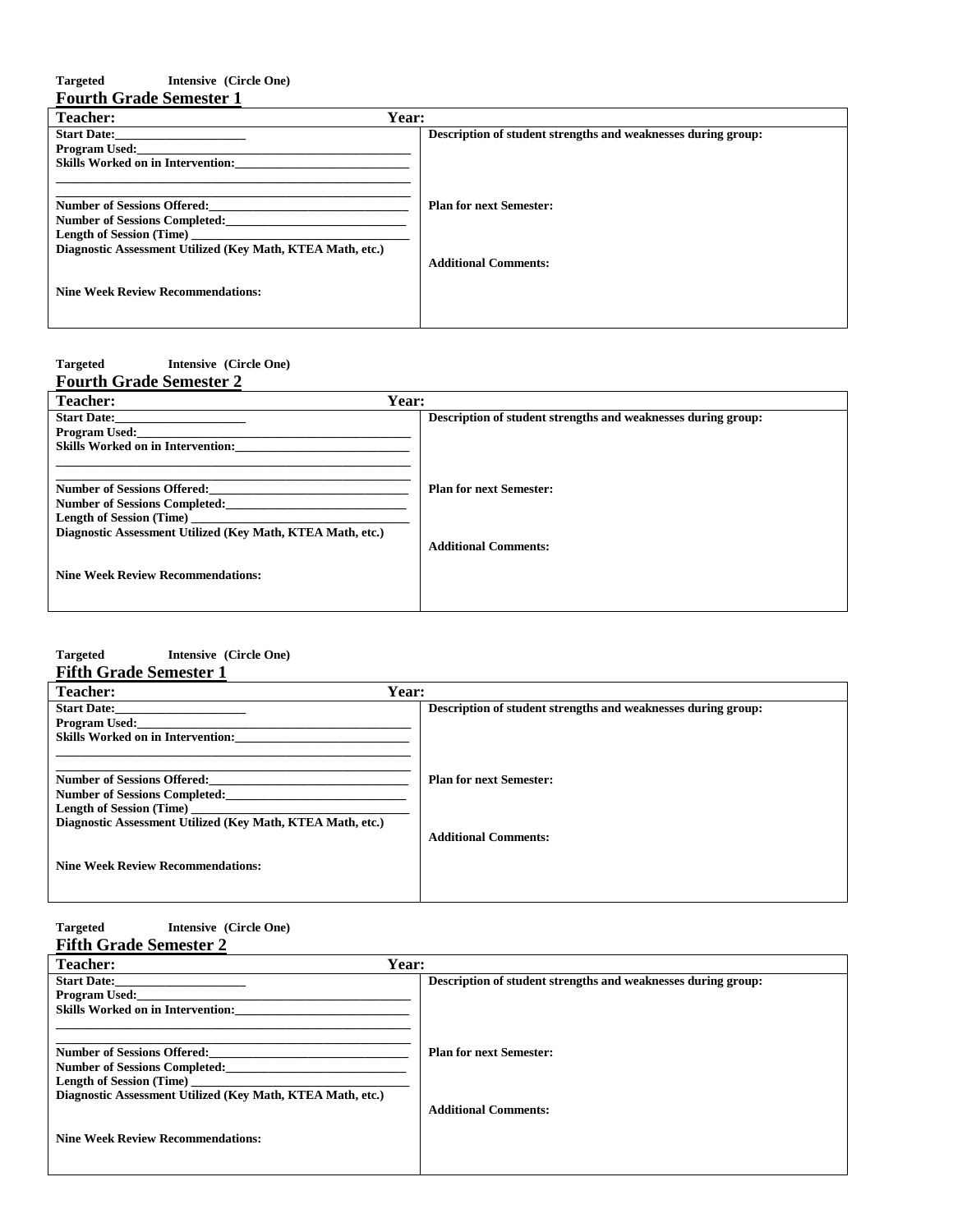**Targeted Intensive (Circle One)**

**Fourth Grade Semester 1**

| Teacher: Year: | |
|---|---|
| **Start Date:**_____________________<br>**Program Used:**________________________________________<br>**Skills Worked on in Intervention:**___________________________<br>_______________________________________________________<br>_______________________________________________________<br>**Number of Sessions Offered:**______________________________<br>**Number of Sessions Completed:**____________________________<br>**Length of Session (Time)** _________________________________<br>**Diagnostic Assessment Utilized (Key Math, KTEA Math, etc.)**<br><br>**Nine Week Review Recommendations:** | **Description of student strengths and weaknesses during group:**<br><br><br>**Plan for next Semester:**<br><br><br>**Additional Comments:** |

**Targeted Intensive (Circle One)**

**Fourth Grade Semester 2**

| Teacher: Year: | |
|---|---|
| **Start Date:**_____________________<br>**Program Used:**________________________________________<br>**Skills Worked on in Intervention:**___________________________<br>_______________________________________________________<br>_______________________________________________________<br>**Number of Sessions Offered:**______________________________<br>**Number of Sessions Completed:**____________________________<br>**Length of Session (Time)** _________________________________<br>**Diagnostic Assessment Utilized (Key Math, KTEA Math, etc.)**<br><br>**Nine Week Review Recommendations:** | **Description of student strengths and weaknesses during group:**<br><br><br>**Plan for next Semester:**<br><br><br>**Additional Comments:** |

**Targeted Intensive (Circle One)**

**Fifth Grade Semester 1**

| Teacher: Year: | |
|---|---|
| **Start Date:**_____________________<br>**Program Used:**________________________________________<br>**Skills Worked on in Intervention:**___________________________<br>_______________________________________________________<br>_______________________________________________________<br>**Number of Sessions Offered:**______________________________<br>**Number of Sessions Completed:**____________________________<br>**Length of Session (Time)** _________________________________<br>**Diagnostic Assessment Utilized (Key Math, KTEA Math, etc.)**<br><br>**Nine Week Review Recommendations:** | **Description of student strengths and weaknesses during group:**<br><br><br>**Plan for next Semester:**<br><br><br>**Additional Comments:** |

**Targeted Intensive (Circle One)**

**Fifth Grade Semester 2**

| Teacher: Year: | |
|---|---|
| **Start Date:**_____________________<br>**Program Used:**________________________________________<br>**Skills Worked on in Intervention:**___________________________<br>_______________________________________________________<br>_______________________________________________________<br>**Number of Sessions Offered:**______________________________<br>**Number of Sessions Completed:**____________________________<br>**Length of Session (Time)** _________________________________<br>**Diagnostic Assessment Utilized (Key Math, KTEA Math, etc.)**<br><br>**Nine Week Review Recommendations:** | **Description of student strengths and weaknesses during group:**<br><br><br>**Plan for next Semester:**<br><br><br>**Additional Comments:** |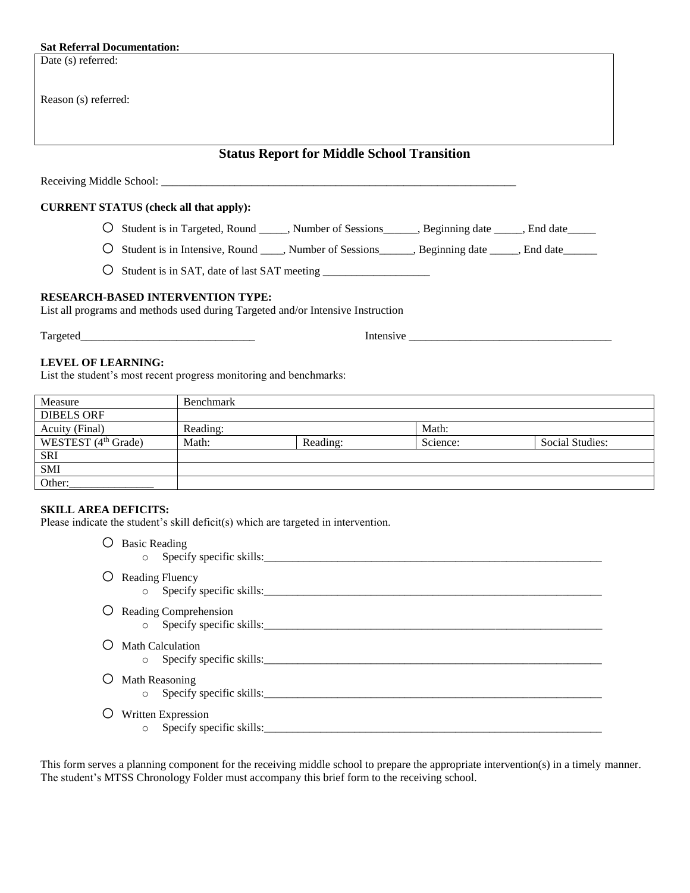**Sat Referral Documentation:**

Date (s) referred:

Reason (s) referred:

## Status Report for Middle School Transition

Receiving Middle School: ___________________________________________________________________

**CURRENT STATUS (check all that apply):**

- ○ Student is in Targeted, Round _____, Number of Sessions______, Beginning date _____, End date_____
- ○ Student is in Intensive, Round ____, Number of Sessions______, Beginning date _____, End date______
- ○ Student is in SAT, date of last SAT meeting ___________________

**RESEARCH-BASED INTERVENTION TYPE:**

List all programs and methods used during Targeted and/or Intensive Instruction

Targeted_______________________________ Intensive ____________________________________

**LEVEL OF LEARNING:**

List the student's most recent progress monitoring and benchmarks:

| Measure | Benchmark | | | |
|---|---|---|---|---|
| DIBELS ORF | | | | |
| Acuity (Final) | Reading: | | Math: | |
| WESTEST (4th Grade) | Math: | Reading: | Science: | Social Studies: |
| SRI | | | | |
| SMI | | | | |
| Other:_______________ | | | | |

**SKILL AREA DEFICITS:**

Please indicate the student's skill deficit(s) which are targeted in intervention.

- ○ Basic Reading
  - Specify specific skills:_________________________________________________________________
- ○ Reading Fluency
  - Specify specific skills:_________________________________________________________________
- ○ Reading Comprehension
  - Specify specific skills:_________________________________________________________________
- ○ Math Calculation
  - Specify specific skills:_________________________________________________________________
- ○ Math Reasoning
  - Specify specific skills:_________________________________________________________________
- ○ Written Expression
  - Specify specific skills:_________________________________________________________________

This form serves a planning component for the receiving middle school to prepare the appropriate intervention(s) in a timely manner. The student's MTSS Chronology Folder must accompany this brief form to the receiving school.